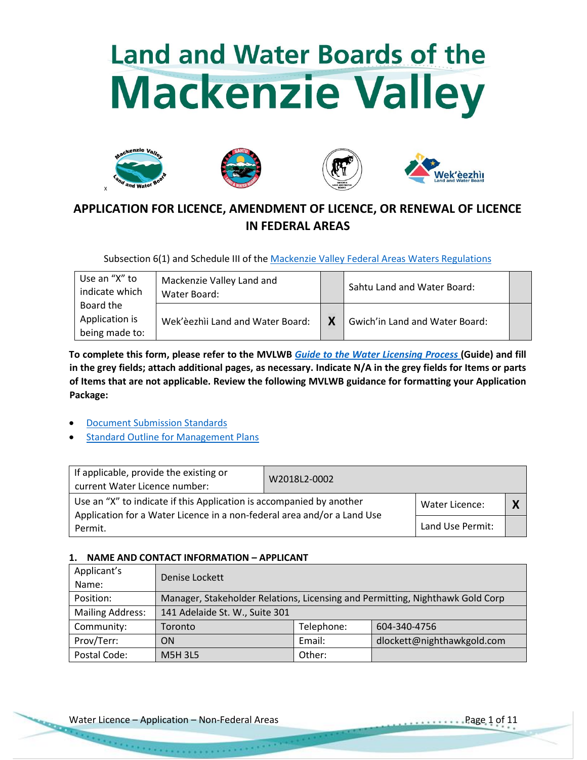# Land and Water Boards of the Mackenzie Valley

x

## APPLICATION FOR LICENCE, AMENDMENT OF LICENCE, OR RENEWAL OF LICENCE IN FEDERAL AREAS

Subsection 6(1) and Schedule III of the Mackenzie Valley Federal Areas Waters Regulations

| Use an "X" to indicate which Board the Application is being made to: | Mackenzie Valley Land and Water Board: | | Sahtu Land and Water Board: | |
|---|---|---|---|---|
| | Wek'èezhìi Land and Water Board: | X | Gwich'in Land and Water Board: | |

**To complete this form, please refer to the MVLWB *Guide to the Water Licensing Process* (Guide) and fill in the grey fields; attach additional pages, as necessary. Indicate N/A in the grey fields for Items or parts of Items that are not applicable. Review the following MVLWB guidance for formatting your Application Package:**

- Document Submission Standards
- Standard Outline for Management Plans

| If applicable, provide the existing or current Water Licence number: | W2018L2-0002 | |
|---|---|---|
| Use an "X" to indicate if this Application is accompanied by another Application for a Water Licence in a non-federal area and/or a Land Use Permit. | Water Licence: | X |
| | Land Use Permit: | |

### 1. NAME AND CONTACT INFORMATION – APPLICANT

| Applicant's Name: | Denise Lockett | | |
|---|---|---|---|
| Position: | Manager, Stakeholder Relations, Licensing and Permitting, Nighthawk Gold Corp | | |
| Mailing Address: | 141 Adelaide St. W., Suite 301 | | |
| Community: | Toronto | Telephone: | 604-340-4756 |
| Prov/Terr: | ON | Email: | dlockett@nighthawkgold.com |
| Postal Code: | M5H 3L5 | Other: | |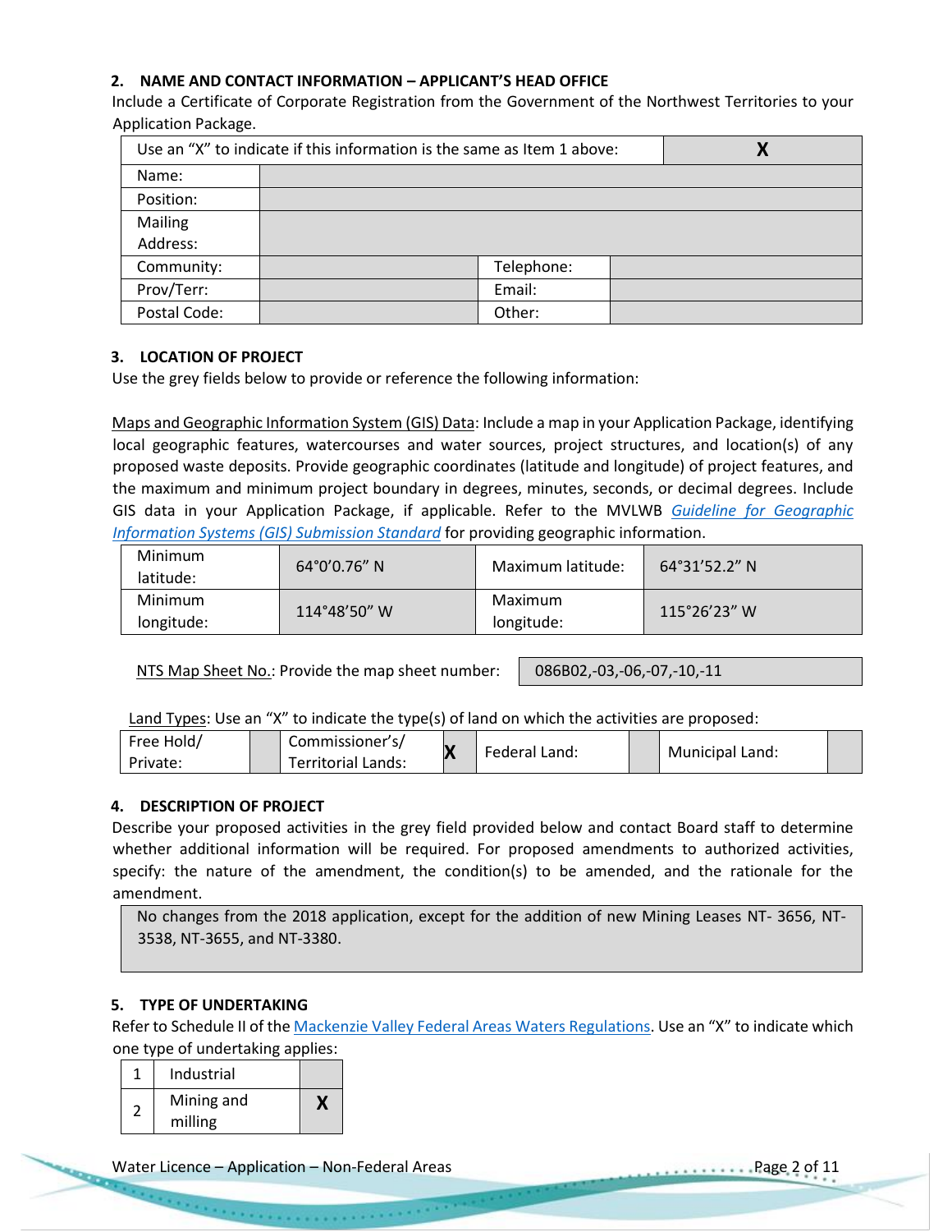## 2. NAME AND CONTACT INFORMATION – APPLICANT'S HEAD OFFICE

Include a Certificate of Corporate Registration from the Government of the Northwest Territories to your Application Package.

| Use an "X" to indicate if this information is the same as Item 1 above: | | | X |
|---|---|---|---|
| Name: | | | |
| Position: | | | |
| Mailing Address: | | | |
| Community: | | Telephone: | |
| Prov/Terr: | | Email: | |
| Postal Code: | | Other: | |

## 3. LOCATION OF PROJECT

Use the grey fields below to provide or reference the following information:

Maps and Geographic Information System (GIS) Data: Include a map in your Application Package, identifying local geographic features, watercourses and water sources, project structures, and location(s) of any proposed waste deposits. Provide geographic coordinates (latitude and longitude) of project features, and the maximum and minimum project boundary in degrees, minutes, seconds, or decimal degrees. Include GIS data in your Application Package, if applicable. Refer to the MVLWB *Guideline for Geographic Information Systems (GIS) Submission Standard* for providing geographic information.

| Minimum latitude: | 64°0'0.76" N | Maximum latitude: | 64°31'52.2" N |
|---|---|---|---|
| Minimum longitude: | 114°48'50" W | Maximum longitude: | 115°26'23" W |

NTS Map Sheet No.: Provide the map sheet number: 086B02,-03,-06,-07,-10,-11

Land Types: Use an "X" to indicate the type(s) of land on which the activities are proposed:

| Free Hold/ Private: | | Commissioner's/ Territorial Lands: | X | Federal Land: | | Municipal Land: | |
|---|---|---|---|---|---|---|---|

## 4. DESCRIPTION OF PROJECT

Describe your proposed activities in the grey field provided below and contact Board staff to determine whether additional information will be required. For proposed amendments to authorized activities, specify: the nature of the amendment, the condition(s) to be amended, and the rationale for the amendment.

> No changes from the 2018 application, except for the addition of new Mining Leases NT- 3656, NT-3538, NT-3655, and NT-3380.

## 5. TYPE OF UNDERTAKING

Refer to Schedule II of the Mackenzie Valley Federal Areas Waters Regulations. Use an "X" to indicate which one type of undertaking applies:

| 1 | Industrial | |
|---|---|---|
| 2 | Mining and milling | X |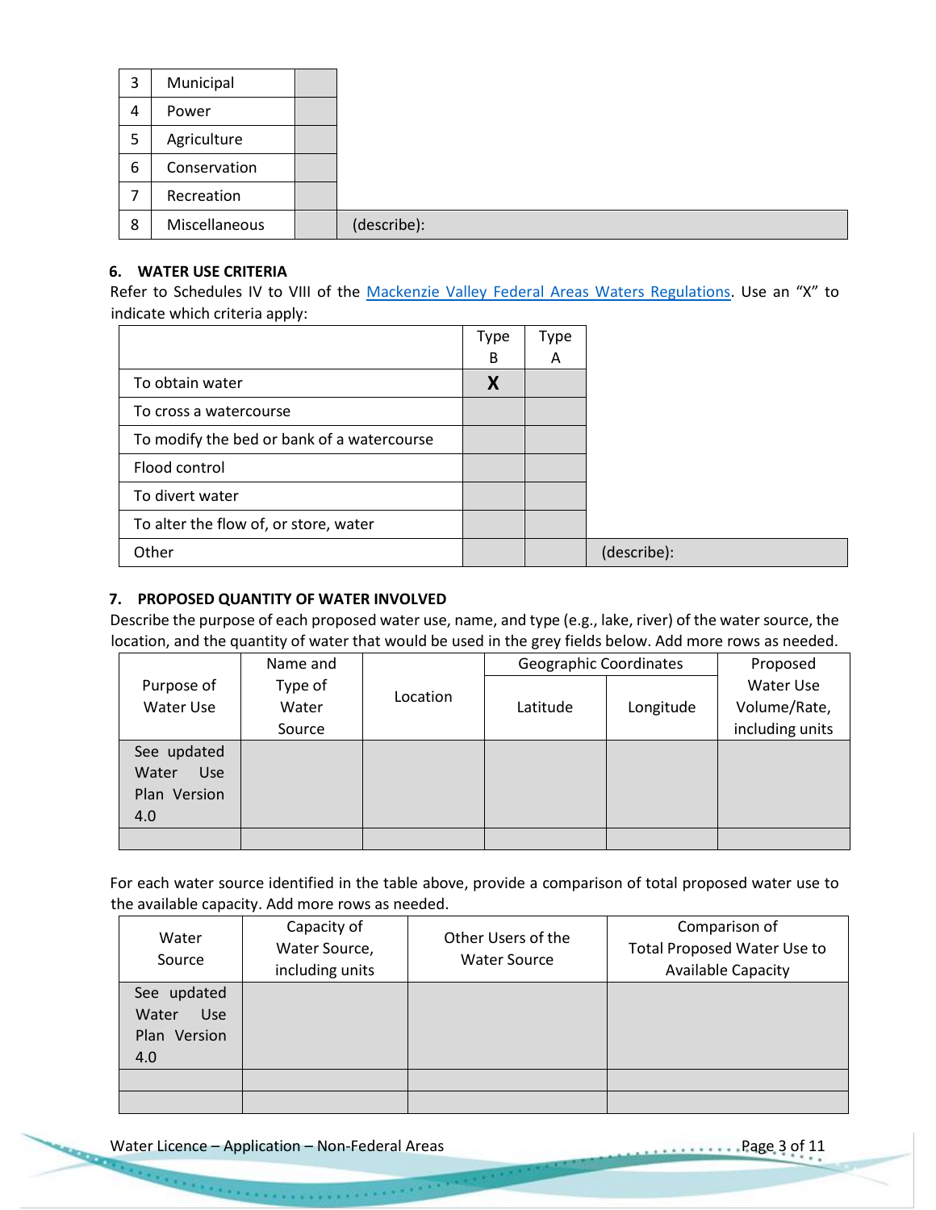| 3 | Municipal | | |
|---|---|---|---|
| 4 | Power | | |
| 5 | Agriculture | | |
| 6 | Conservation | | |
| 7 | Recreation | | |
| 8 | Miscellaneous | | (describe): |

### 6. WATER USE CRITERIA

Refer to Schedules IV to VIII of the Mackenzie Valley Federal Areas Waters Regulations. Use an "X" to indicate which criteria apply:

| | Type B | Type A | |
|---|---|---|---|
| To obtain water | **X** | | |
| To cross a watercourse | | | |
| To modify the bed or bank of a watercourse | | | |
| Flood control | | | |
| To divert water | | | |
| To alter the flow of, or store, water | | | |
| Other | | | (describe): |

### 7. PROPOSED QUANTITY OF WATER INVOLVED

Describe the purpose of each proposed water use, name, and type (e.g., lake, river) of the water source, the location, and the quantity of water that would be used in the grey fields below. Add more rows as needed.

| Purpose of Water Use | Name and Type of Water Source | Location | Geographic Coordinates | | Proposed Water Use Volume/Rate, including units |
|---|---|---|---|---|---|
| | | | Latitude | Longitude | |
| See updated Water Use Plan Version 4.0 | | | | | |
| | | | | | |

For each water source identified in the table above, provide a comparison of total proposed water use to the available capacity. Add more rows as needed.

| Water Source | Capacity of Water Source, including units | Other Users of the Water Source | Comparison of Total Proposed Water Use to Available Capacity |
|---|---|---|---|
| See updated Water Use Plan Version 4.0 | | | |
| | | | |
| | | | |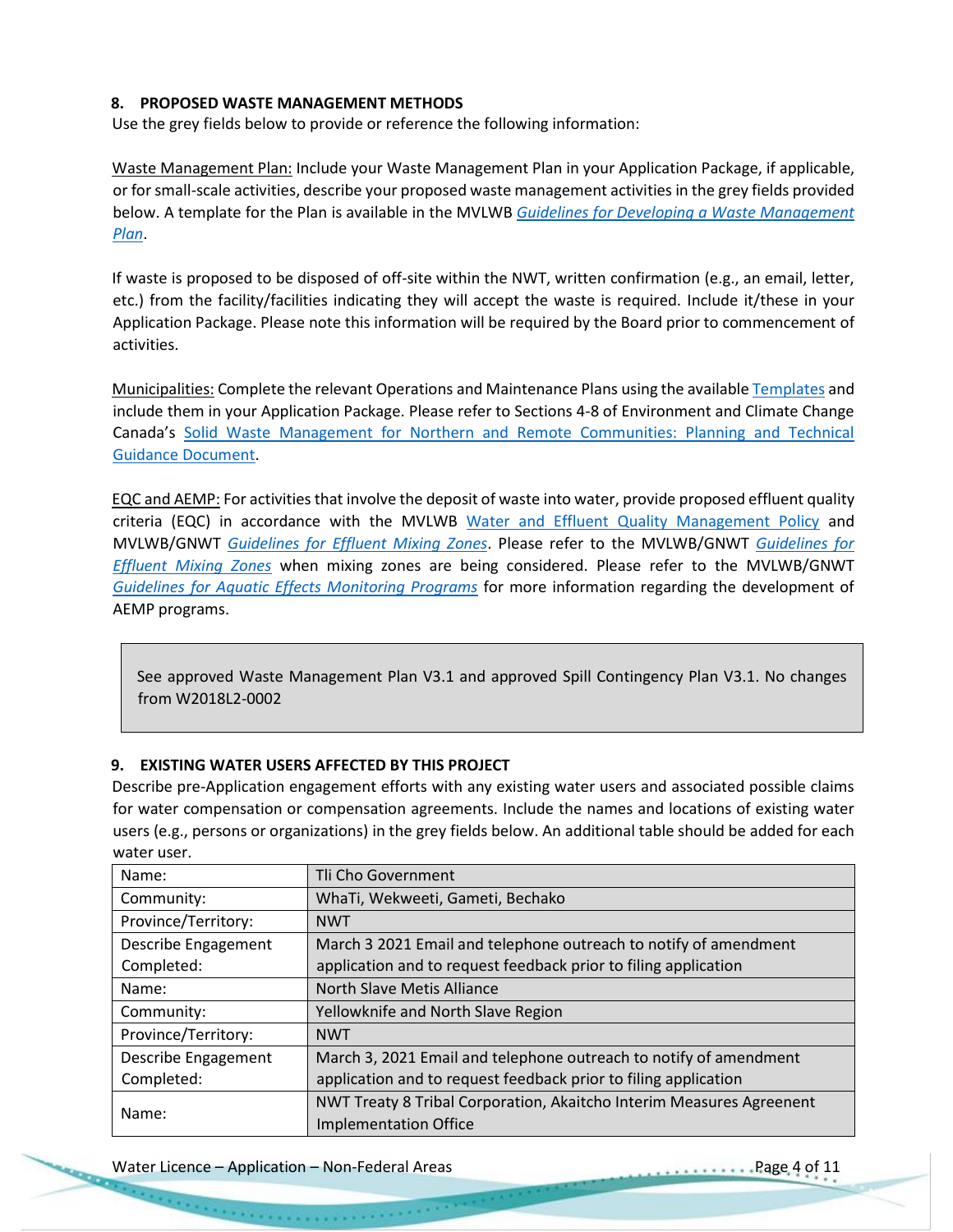### 8. PROPOSED WASTE MANAGEMENT METHODS

Use the grey fields below to provide or reference the following information:

Waste Management Plan: Include your Waste Management Plan in your Application Package, if applicable, or for small-scale activities, describe your proposed waste management activities in the grey fields provided below. A template for the Plan is available in the MVLWB *Guidelines for Developing a Waste Management Plan*.

If waste is proposed to be disposed of off-site within the NWT, written confirmation (e.g., an email, letter, etc.) from the facility/facilities indicating they will accept the waste is required. Include it/these in your Application Package. Please note this information will be required by the Board prior to commencement of activities.

Municipalities: Complete the relevant Operations and Maintenance Plans using the available Templates and include them in your Application Package. Please refer to Sections 4-8 of Environment and Climate Change Canada's Solid Waste Management for Northern and Remote Communities: Planning and Technical Guidance Document.

EQC and AEMP: For activities that involve the deposit of waste into water, provide proposed effluent quality criteria (EQC) in accordance with the MVLWB Water and Effluent Quality Management Policy and MVLWB/GNWT *Guidelines for Effluent Mixing Zones*. Please refer to the MVLWB/GNWT *Guidelines for Effluent Mixing Zones* when mixing zones are being considered. Please refer to the MVLWB/GNWT *Guidelines for Aquatic Effects Monitoring Programs* for more information regarding the development of AEMP programs.

| See approved Waste Management Plan V3.1 and approved Spill Contingency Plan V3.1. No changes from W2018L2-0002 |
|---|

### 9. EXISTING WATER USERS AFFECTED BY THIS PROJECT

Describe pre-Application engagement efforts with any existing water users and associated possible claims for water compensation or compensation agreements. Include the names and locations of existing water users (e.g., persons or organizations) in the grey fields below. An additional table should be added for each water user.

| | |
|---|---|
| Name: | Tli Cho Government |
| Community: | WhaTi, Wekweeti, Gameti, Bechako |
| Province/Territory: | NWT |
| Describe Engagement Completed: | March 3 2021 Email and telephone outreach to notify of amendment application and to request feedback prior to filing application |
| Name: | North Slave Metis Alliance |
| Community: | Yellowknife and North Slave Region |
| Province/Territory: | NWT |
| Describe Engagement Completed: | March 3, 2021 Email and telephone outreach to notify of amendment application and to request feedback prior to filing application |
| Name: | NWT Treaty 8 Tribal Corporation, Akaitcho Interim Measures Agreenent Implementation Office |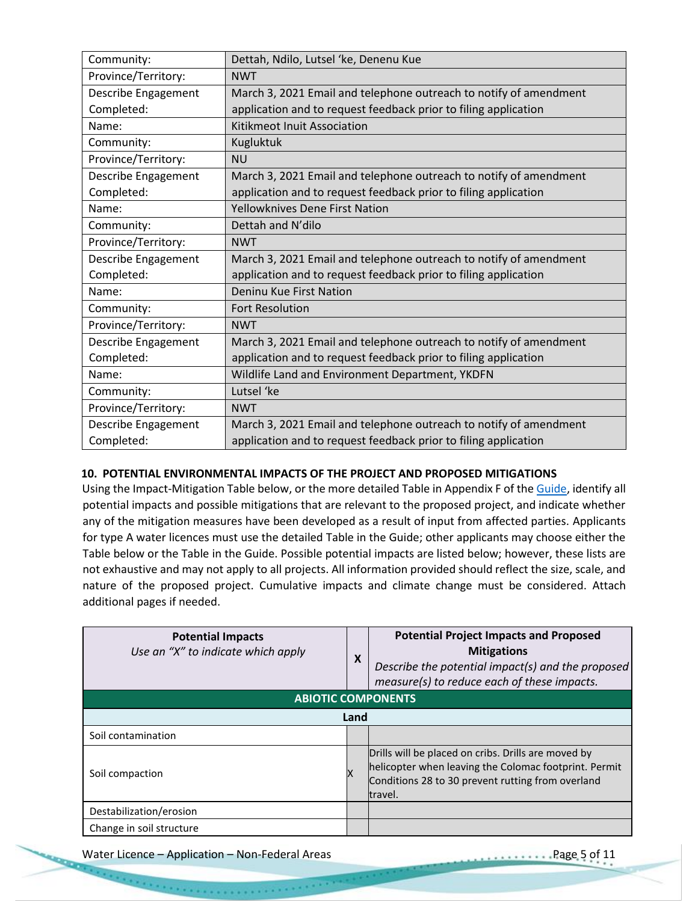| | |
|---|---|
| Community: | Dettah, Ndilo, Lutsel 'ke, Denenu Kue |
| Province/Territory: | NWT |
| Describe Engagement Completed: | March 3, 2021 Email and telephone outreach to notify of amendment application and to request feedback prior to filing application |
| Name: | Kitikmeot Inuit Association |
| Community: | Kugluktuk |
| Province/Territory: | NU |
| Describe Engagement Completed: | March 3, 2021 Email and telephone outreach to notify of amendment application and to request feedback prior to filing application |
| Name: | Yellowknives Dene First Nation |
| Community: | Dettah and N'dilo |
| Province/Territory: | NWT |
| Describe Engagement Completed: | March 3, 2021 Email and telephone outreach to notify of amendment application and to request feedback prior to filing application |
| Name: | Deninu Kue First Nation |
| Community: | Fort Resolution |
| Province/Territory: | NWT |
| Describe Engagement Completed: | March 3, 2021 Email and telephone outreach to notify of amendment application and to request feedback prior to filing application |
| Name: | Wildlife Land and Environment Department, YKDFN |
| Community: | Lutsel 'ke |
| Province/Territory: | NWT |
| Describe Engagement Completed: | March 3, 2021 Email and telephone outreach to notify of amendment application and to request feedback prior to filing application |

### 10. POTENTIAL ENVIRONMENTAL IMPACTS OF THE PROJECT AND PROPOSED MITIGATIONS

Using the Impact-Mitigation Table below, or the more detailed Table in Appendix F of the Guide, identify all potential impacts and possible mitigations that are relevant to the proposed project, and indicate whether any of the mitigation measures have been developed as a result of input from affected parties. Applicants for type A water licences must use the detailed Table in the Guide; other applicants may choose either the Table below or the Table in the Guide. Possible potential impacts are listed below; however, these lists are not exhaustive and may not apply to all projects. All information provided should reflect the size, scale, and nature of the proposed project. Cumulative impacts and climate change must be considered. Attach additional pages if needed.

| **Potential Impacts** *Use an "X" to indicate which apply* | **X** | **Potential Project Impacts and Proposed Mitigations** *Describe the potential impact(s) and the proposed measure(s) to reduce each of these impacts.* |
|---|---|---|
| **ABIOTIC COMPONENTS** | | |
| **Land** | | |
| Soil contamination | | |
| Soil compaction | X | Drills will be placed on cribs. Drills are moved by helicopter when leaving the Colomac footprint. Permit Conditions 28 to 30 prevent rutting from overland travel. |
| Destabilization/erosion | | |
| Change in soil structure | | |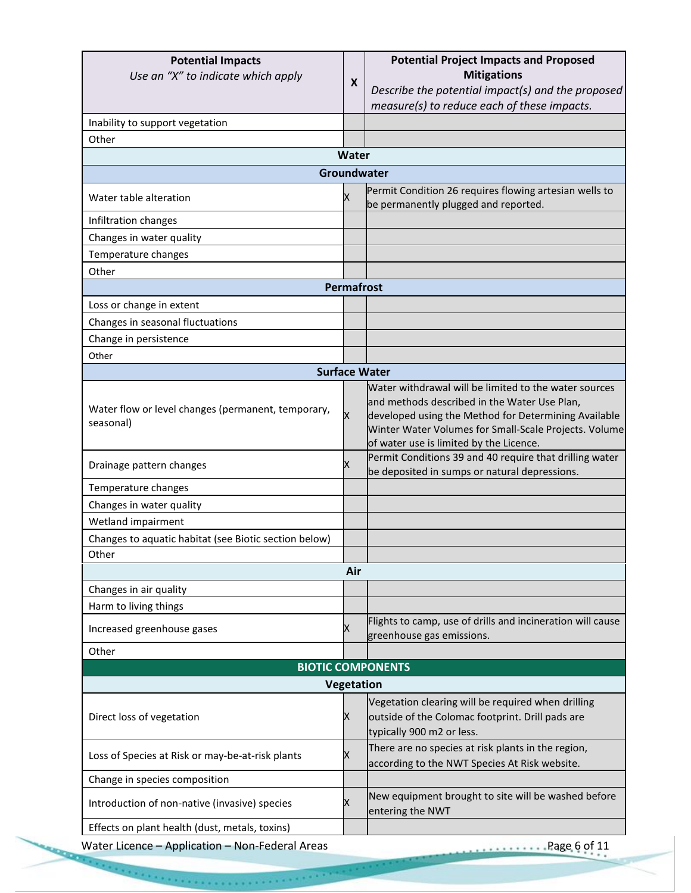| Potential Impacts<br>*Use an "X" to indicate which apply* | X | Potential Project Impacts and Proposed Mitigations<br>*Describe the potential impact(s) and the proposed measure(s) to reduce each of these impacts.* |
|---|---|---|
| Inability to support vegetation | | |
| Other | | |
| **Water** | | |
| **Groundwater** | | |
| Water table alteration | X | Permit Condition 26 requires flowing artesian wells to be permanently plugged and reported. |
| Infiltration changes | | |
| Changes in water quality | | |
| Temperature changes | | |
| Other | | |
| **Permafrost** | | |
| Loss or change in extent | | |
| Changes in seasonal fluctuations | | |
| Change in persistence | | |
| Other | | |
| **Surface Water** | | |
| Water flow or level changes (permanent, temporary, seasonal) | X | Water withdrawal will be limited to the water sources and methods described in the Water Use Plan, developed using the Method for Determining Available Winter Water Volumes for Small-Scale Projects. Volume of water use is limited by the Licence. |
| Drainage pattern changes | X | Permit Conditions 39 and 40 require that drilling water be deposited in sumps or natural depressions. |
| Temperature changes | | |
| Changes in water quality | | |
| Wetland impairment | | |
| Changes to aquatic habitat (see Biotic section below) | | |
| Other | | |
| **Air** | | |
| Changes in air quality | | |
| Harm to living things | | |
| Increased greenhouse gases | X | Flights to camp, use of drills and incineration will cause greenhouse gas emissions. |
| Other | | |
| **BIOTIC COMPONENTS** | | |
| **Vegetation** | | |
| Direct loss of vegetation | X | Vegetation clearing will be required when drilling outside of the Colomac footprint. Drill pads are typically 900 m2 or less. |
| Loss of Species at Risk or may-be-at-risk plants | X | There are no species at risk plants in the region, according to the NWT Species At Risk website. |
| Change in species composition | | |
| Introduction of non-native (invasive) species | X | New equipment brought to site will be washed before entering the NWT |
| Effects on plant health (dust, metals, toxins) | | |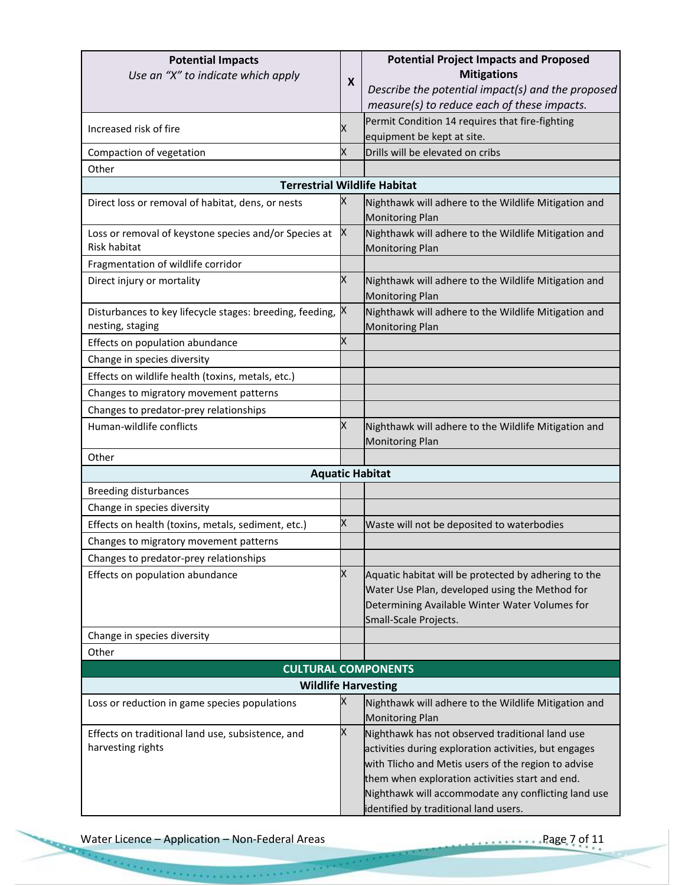| **Potential Impacts**<br>*Use an "X" to indicate which apply* | **X** | **Potential Project Impacts and Proposed Mitigations**<br>*Describe the potential impact(s) and the proposed measure(s) to reduce each of these impacts.* |
|---|---|---|
| Increased risk of fire | X | Permit Condition 14 requires that fire-fighting equipment be kept at site. |
| Compaction of vegetation | X | Drills will be elevated on cribs |
| Other | | |
| **Terrestrial Wildlife Habitat** | | |
| Direct loss or removal of habitat, dens, or nests | X | Nighthawk will adhere to the Wildlife Mitigation and Monitoring Plan |
| Loss or removal of keystone species and/or Species at Risk habitat | X | Nighthawk will adhere to the Wildlife Mitigation and Monitoring Plan |
| Fragmentation of wildlife corridor | | |
| Direct injury or mortality | X | Nighthawk will adhere to the Wildlife Mitigation and Monitoring Plan |
| Disturbances to key lifecycle stages: breeding, feeding, nesting, staging | X | Nighthawk will adhere to the Wildlife Mitigation and Monitoring Plan |
| Effects on population abundance | X | |
| Change in species diversity | | |
| Effects on wildlife health (toxins, metals, etc.) | | |
| Changes to migratory movement patterns | | |
| Changes to predator-prey relationships | | |
| Human-wildlife conflicts | X | Nighthawk will adhere to the Wildlife Mitigation and Monitoring Plan |
| Other | | |
| **Aquatic Habitat** | | |
| Breeding disturbances | | |
| Change in species diversity | | |
| Effects on health (toxins, metals, sediment, etc.) | X | Waste will not be deposited to waterbodies |
| Changes to migratory movement patterns | | |
| Changes to predator-prey relationships | | |
| Effects on population abundance | X | Aquatic habitat will be protected by adhering to the Water Use Plan, developed using the Method for Determining Available Winter Water Volumes for Small-Scale Projects. |
| Change in species diversity | | |
| Other | | |
| **CULTURAL COMPONENTS** | | |
| **Wildlife Harvesting** | | |
| Loss or reduction in game species populations | X | Nighthawk will adhere to the Wildlife Mitigation and Monitoring Plan |
| Effects on traditional land use, subsistence, and harvesting rights | X | Nighthawk has not observed traditional land use activities during exploration activities, but engages with Tlicho and Metis users of the region to advise them when exploration activities start and end. Nighthawk will accommodate any conflicting land use identified by traditional land users. |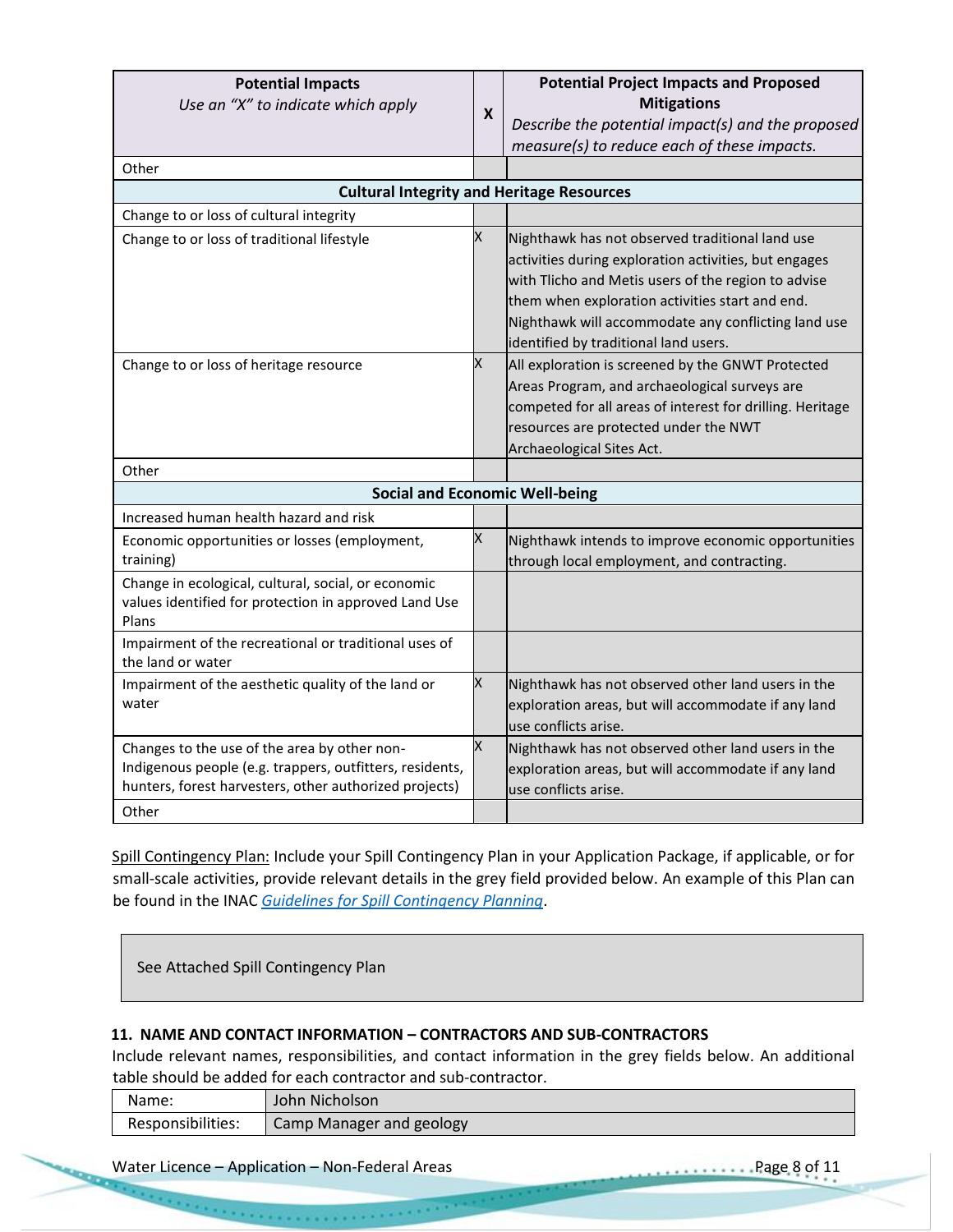| Potential Impacts<br>*Use an "X" to indicate which apply* | X | Potential Project Impacts and Proposed Mitigations<br>*Describe the potential impact(s) and the proposed measure(s) to reduce each of these impacts.* |
|---|---|---|
| Other | | |
| **Cultural Integrity and Heritage Resources** | | |
| Change to or loss of cultural integrity | | |
| Change to or loss of traditional lifestyle | X | Nighthawk has not observed traditional land use activities during exploration activities, but engages with Tlicho and Metis users of the region to advise them when exploration activities start and end. Nighthawk will accommodate any conflicting land use identified by traditional land users. |
| Change to or loss of heritage resource | X | All exploration is screened by the GNWT Protected Areas Program, and archaeological surveys are competed for all areas of interest for drilling. Heritage resources are protected under the NWT Archaeological Sites Act. |
| Other | | |
| **Social and Economic Well-being** | | |
| Increased human health hazard and risk | | |
| Economic opportunities or losses (employment, training) | X | Nighthawk intends to improve economic opportunities through local employment, and contracting. |
| Change in ecological, cultural, social, or economic values identified for protection in approved Land Use Plans | | |
| Impairment of the recreational or traditional uses of the land or water | | |
| Impairment of the aesthetic quality of the land or water | X | Nighthawk has not observed other land users in the exploration areas, but will accommodate if any land use conflicts arise. |
| Changes to the use of the area by other non-Indigenous people (e.g. trappers, outfitters, residents, hunters, forest harvesters, other authorized projects) | X | Nighthawk has not observed other land users in the exploration areas, but will accommodate if any land use conflicts arise. |
| Other | | |

Spill Contingency Plan: Include your Spill Contingency Plan in your Application Package, if applicable, or for small-scale activities, provide relevant details in the grey field provided below. An example of this Plan can be found in the INAC *Guidelines for Spill Contingency Planning*.

See Attached Spill Contingency Plan

## 11. NAME AND CONTACT INFORMATION – CONTRACTORS AND SUB-CONTRACTORS

Include relevant names, responsibilities, and contact information in the grey fields below. An additional table should be added for each contractor and sub-contractor.

| Name: | John Nicholson |
|---|---|
| Responsibilities: | Camp Manager and geology |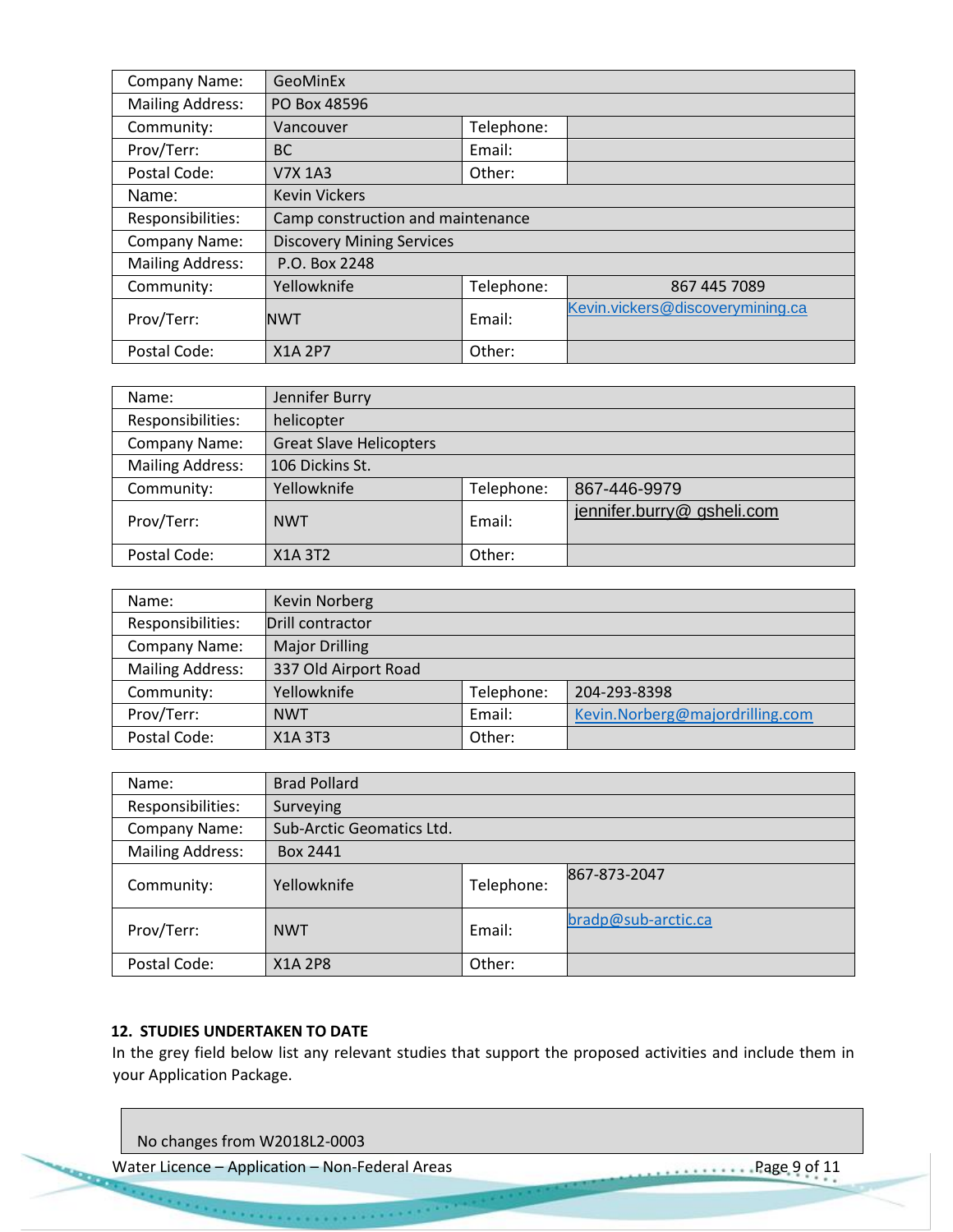| Company Name: | GeoMinEx | | |
|---|---|---|---|
| Mailing Address: | PO Box 48596 | | |
| Community: | Vancouver | Telephone: | |
| Prov/Terr: | BC | Email: | |
| Postal Code: | V7X 1A3 | Other: | |
| Name: | Kevin Vickers | | |
| Responsibilities: | Camp construction and maintenance | | |
| Company Name: | Discovery Mining Services | | |
| Mailing Address: | P.O. Box 2248 | | |
| Community: | Yellowknife | Telephone: | 867 445 7089 |
| Prov/Terr: | NWT | Email: | Kevin.vickers@discoverymining.ca |
| Postal Code: | X1A 2P7 | Other: | |

| Name: | Jennifer Burry | | |
|---|---|---|---|
| Responsibilities: | helicopter | | |
| Company Name: | Great Slave Helicopters | | |
| Mailing Address: | 106 Dickins St. | | |
| Community: | Yellowknife | Telephone: | 867-446-9979 |
| Prov/Terr: | NWT | Email: | jennifer.burry@ gsheli.com |
| Postal Code: | X1A 3T2 | Other: | |

| Name: | Kevin Norberg | | |
|---|---|---|---|
| Responsibilities: | Drill contractor | | |
| Company Name: | Major Drilling | | |
| Mailing Address: | 337 Old Airport Road | | |
| Community: | Yellowknife | Telephone: | 204-293-8398 |
| Prov/Terr: | NWT | Email: | Kevin.Norberg@majordrilling.com |
| Postal Code: | X1A 3T3 | Other: | |

| Name: | Brad Pollard | | |
|---|---|---|---|
| Responsibilities: | Surveying | | |
| Company Name: | Sub-Arctic Geomatics Ltd. | | |
| Mailing Address: | Box 2441 | | |
| Community: | Yellowknife | Telephone: | 867-873-2047 |
| Prov/Terr: | NWT | Email: | bradp@sub-arctic.ca |
| Postal Code: | X1A 2P8 | Other: | |

**12. STUDIES UNDERTAKEN TO DATE**

In the grey field below list any relevant studies that support the proposed activities and include them in your Application Package.

No changes from W2018L2-0003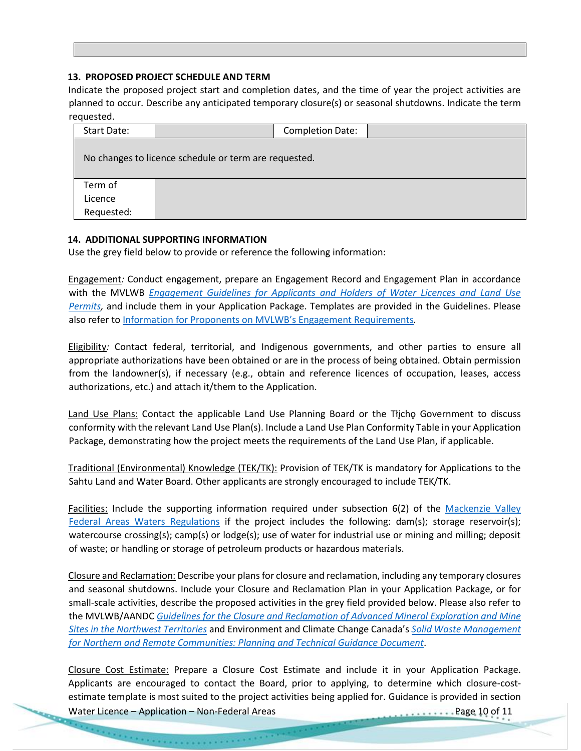| |
|---|

### 13. PROPOSED PROJECT SCHEDULE AND TERM

Indicate the proposed project start and completion dates, and the time of year the project activities are planned to occur. Describe any anticipated temporary closure(s) or seasonal shutdowns. Indicate the term requested.

| Start Date: | | Completion Date: | |
|---|---|---|---|
| No changes to licence schedule or term are requested. | | | |
| Term of Licence Requested: | | | |

### 14. ADDITIONAL SUPPORTING INFORMATION

Use the grey field below to provide or reference the following information:

Engagement*:* Conduct engagement, prepare an Engagement Record and Engagement Plan in accordance with the MVLWB *Engagement Guidelines for Applicants and Holders of Water Licences and Land Use Permits*, and include them in your Application Package. Templates are provided in the Guidelines. Please also refer to Information for Proponents on MVLWB's Engagement Requirements*.*

Eligibility*:* Contact federal, territorial, and Indigenous governments, and other parties to ensure all appropriate authorizations have been obtained or are in the process of being obtained. Obtain permission from the landowner(s), if necessary (e.g., obtain and reference licences of occupation, leases, access authorizations, etc.) and attach it/them to the Application.

Land Use Plans: Contact the applicable Land Use Planning Board or the Tłı̨chǫ Government to discuss conformity with the relevant Land Use Plan(s). Include a Land Use Plan Conformity Table in your Application Package, demonstrating how the project meets the requirements of the Land Use Plan, if applicable.

Traditional (Environmental) Knowledge (TEK/TK): Provision of TEK/TK is mandatory for Applications to the Sahtu Land and Water Board. Other applicants are strongly encouraged to include TEK/TK.

Facilities: Include the supporting information required under subsection 6(2) of the Mackenzie Valley Federal Areas Waters Regulations if the project includes the following: dam(s); storage reservoir(s); watercourse crossing(s); camp(s) or lodge(s); use of water for industrial use or mining and milling; deposit of waste; or handling or storage of petroleum products or hazardous materials.

Closure and Reclamation: Describe your plans for closure and reclamation, including any temporary closures and seasonal shutdowns. Include your Closure and Reclamation Plan in your Application Package, or for small-scale activities, describe the proposed activities in the grey field provided below. Please also refer to the MVLWB/AANDC *Guidelines for the Closure and Reclamation of Advanced Mineral Exploration and Mine Sites in the Northwest Territories* and Environment and Climate Change Canada's *Solid Waste Management for Northern and Remote Communities: Planning and Technical Guidance Document*.

Closure Cost Estimate: Prepare a Closure Cost Estimate and include it in your Application Package. Applicants are encouraged to contact the Board, prior to applying, to determine which closure-cost-estimate template is most suited to the project activities being applied for. Guidance is provided in section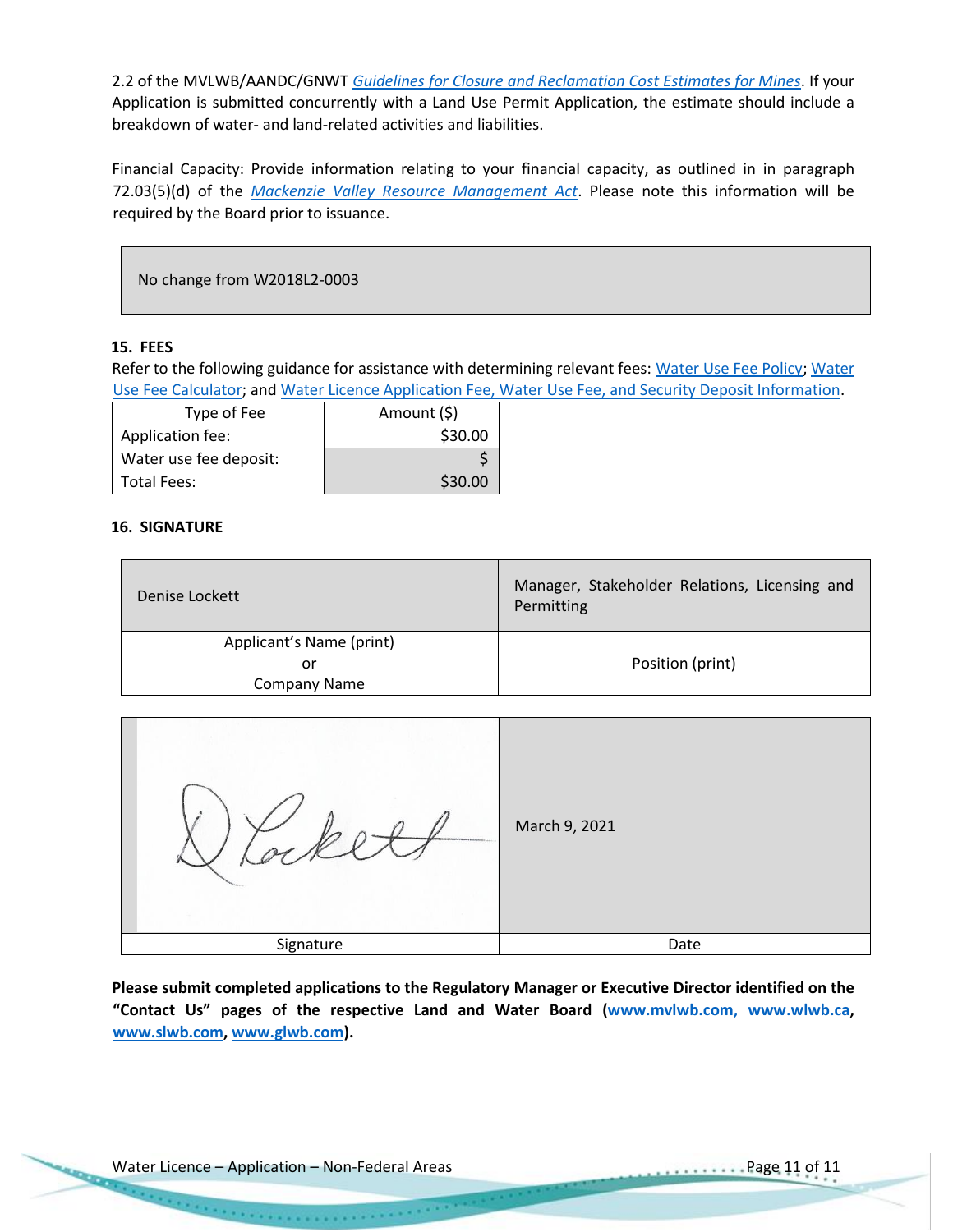2.2 of the MVLWB/AANDC/GNWT *Guidelines for Closure and Reclamation Cost Estimates for Mines*. If your Application is submitted concurrently with a Land Use Permit Application, the estimate should include a breakdown of water- and land-related activities and liabilities.

Financial Capacity: Provide information relating to your financial capacity, as outlined in in paragraph 72.03(5)(d) of the *Mackenzie Valley Resource Management Act*. Please note this information will be required by the Board prior to issuance.

| |
|---|
| No change from W2018L2-0003 |

## 15. FEES

Refer to the following guidance for assistance with determining relevant fees: Water Use Fee Policy; Water Use Fee Calculator; and Water Licence Application Fee, Water Use Fee, and Security Deposit Information.

| Type of Fee | Amount ($) |
|---|---|
| Application fee: | $30.00 |
| Water use fee deposit: | $ |
| Total Fees: | $30.00 |

## 16. SIGNATURE

| Denise Lockett | Manager, Stakeholder Relations, Licensing and Permitting |
|---|---|
| Applicant's Name (print) or Company Name | Position (print) |

| D Lockett | March 9, 2021 |
|---|---|
| Signature | Date |

**Please submit completed applications to the Regulatory Manager or Executive Director identified on the "Contact Us" pages of the respective Land and Water Board (www.mvlwb.com, www.wlwb.ca, www.slwb.com, www.glwb.com).**